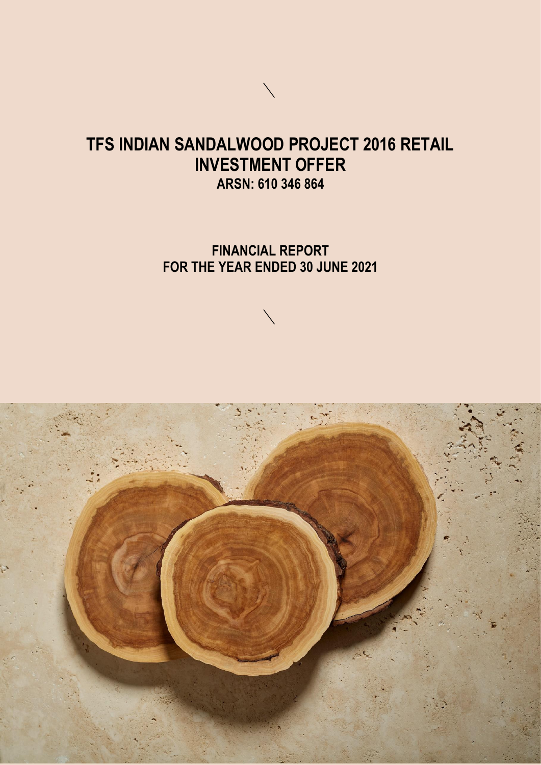# TFS INDIAN SANDALWOOD PROJECT 2016 RETAIL INVESTMENT OFFER

**ARSN: 610 346 864**

## FINANCIAL REPORT
## FOR THE YEAR ENDED 30 JUNE 2021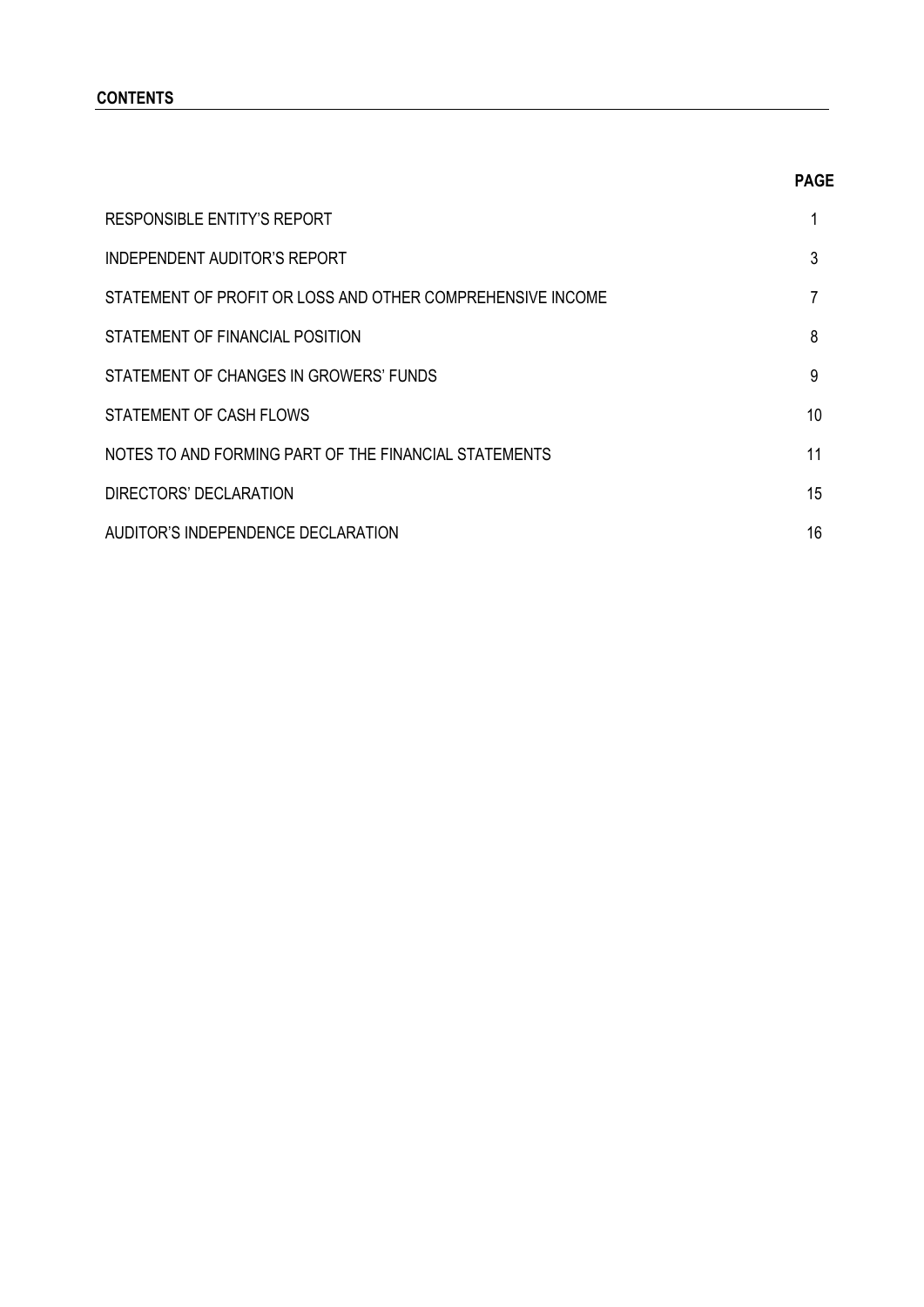## CONTENTS

| | PAGE |
|---|---|
| RESPONSIBLE ENTITY'S REPORT | 1 |
| INDEPENDENT AUDITOR'S REPORT | 3 |
| STATEMENT OF PROFIT OR LOSS AND OTHER COMPREHENSIVE INCOME | 7 |
| STATEMENT OF FINANCIAL POSITION | 8 |
| STATEMENT OF CHANGES IN GROWERS' FUNDS | 9 |
| STATEMENT OF CASH FLOWS | 10 |
| NOTES TO AND FORMING PART OF THE FINANCIAL STATEMENTS | 11 |
| DIRECTORS' DECLARATION | 15 |
| AUDITOR'S INDEPENDENCE DECLARATION | 16 |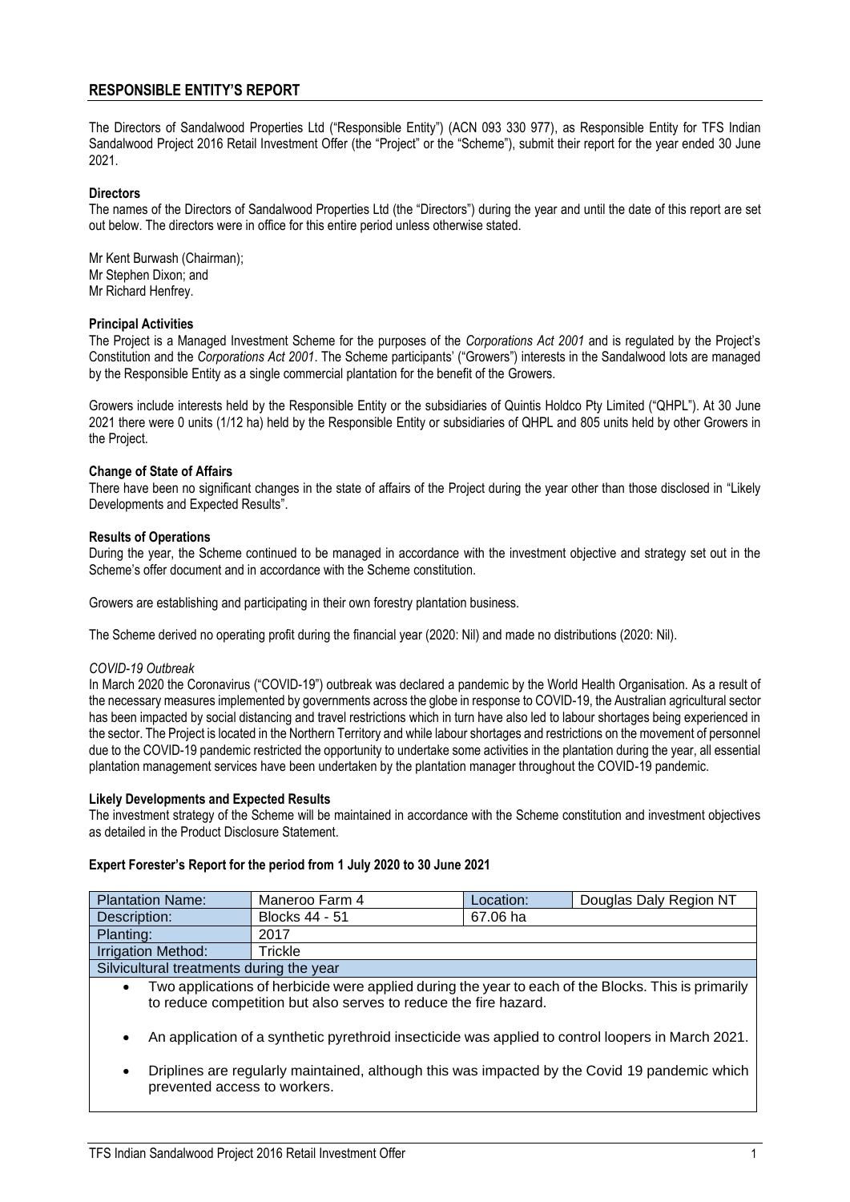## RESPONSIBLE ENTITY'S REPORT

The Directors of Sandalwood Properties Ltd ("Responsible Entity") (ACN 093 330 977), as Responsible Entity for TFS Indian Sandalwood Project 2016 Retail Investment Offer (the "Project" or the "Scheme"), submit their report for the year ended 30 June 2021.

**Directors**

The names of the Directors of Sandalwood Properties Ltd (the "Directors") during the year and until the date of this report are set out below. The directors were in office for this entire period unless otherwise stated.

Mr Kent Burwash (Chairman);
Mr Stephen Dixon; and
Mr Richard Henfrey.

**Principal Activities**

The Project is a Managed Investment Scheme for the purposes of the *Corporations Act 2001* and is regulated by the Project's Constitution and the *Corporations Act 2001*. The Scheme participants' ("Growers") interests in the Sandalwood lots are managed by the Responsible Entity as a single commercial plantation for the benefit of the Growers.

Growers include interests held by the Responsible Entity or the subsidiaries of Quintis Holdco Pty Limited ("QHPL"). At 30 June 2021 there were 0 units (1/12 ha) held by the Responsible Entity or subsidiaries of QHPL and 805 units held by other Growers in the Project.

**Change of State of Affairs**

There have been no significant changes in the state of affairs of the Project during the year other than those disclosed in "Likely Developments and Expected Results".

**Results of Operations**

During the year, the Scheme continued to be managed in accordance with the investment objective and strategy set out in the Scheme's offer document and in accordance with the Scheme constitution.

Growers are establishing and participating in their own forestry plantation business.

The Scheme derived no operating profit during the financial year (2020: Nil) and made no distributions (2020: Nil).

*COVID-19 Outbreak*

In March 2020 the Coronavirus ("COVID-19") outbreak was declared a pandemic by the World Health Organisation. As a result of the necessary measures implemented by governments across the globe in response to COVID-19, the Australian agricultural sector has been impacted by social distancing and travel restrictions which in turn have also led to labour shortages being experienced in the sector. The Project is located in the Northern Territory and while labour shortages and restrictions on the movement of personnel due to the COVID-19 pandemic restricted the opportunity to undertake some activities in the plantation during the year, all essential plantation management services have been undertaken by the plantation manager throughout the COVID-19 pandemic.

**Likely Developments and Expected Results**

The investment strategy of the Scheme will be maintained in accordance with the Scheme constitution and investment objectives as detailed in the Product Disclosure Statement.

**Expert Forester's Report for the period from 1 July 2020 to 30 June 2021**

| Plantation Name: | Maneroo Farm 4 | Location: | Douglas Daly Region NT |
|---|---|---|---|
| Description: | Blocks 44 - 51 | 67.06 ha | |
| Planting: | 2017 | | |
| Irrigation Method: | Trickle | | |
| Silvicultural treatments during the year | | | |

- Two applications of herbicide were applied during the year to each of the Blocks. This is primarily to reduce competition but also serves to reduce the fire hazard.
- An application of a synthetic pyrethroid insecticide was applied to control loopers in March 2021.
- Driplines are regularly maintained, although this was impacted by the Covid 19 pandemic which prevented access to workers.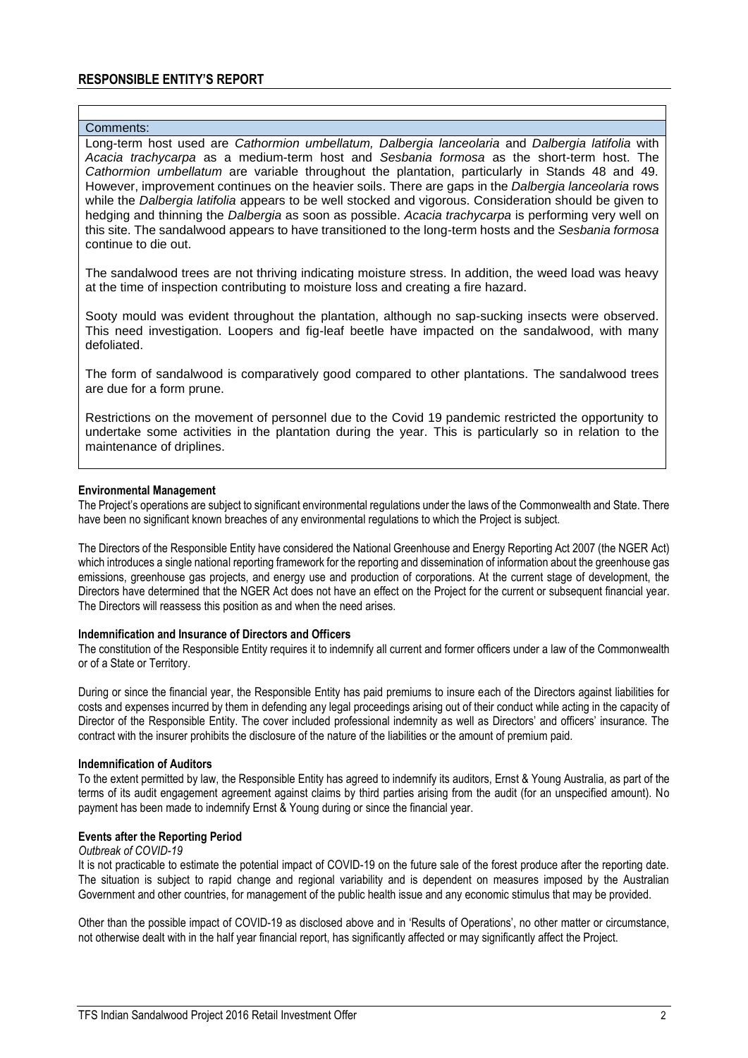## RESPONSIBLE ENTITY'S REPORT

| Comments: |
|---|
| Long-term host used are *Cathormion umbellatum, Dalbergia lanceolaria* and *Dalbergia latifolia* with *Acacia trachycarpa* as a medium-term host and *Sesbania formosa* as the short-term host. The *Cathormion umbellatum* are variable throughout the plantation, particularly in Stands 48 and 49. However, improvement continues on the heavier soils. There are gaps in the *Dalbergia lanceolaria* rows while the *Dalbergia latifolia* appears to be well stocked and vigorous. Consideration should be given to hedging and thinning the *Dalbergia* as soon as possible. *Acacia trachycarpa* is performing very well on this site. The sandalwood appears to have transitioned to the long-term hosts and the *Sesbania formosa* continue to die out.<br><br>The sandalwood trees are not thriving indicating moisture stress. In addition, the weed load was heavy at the time of inspection contributing to moisture loss and creating a fire hazard.<br><br>Sooty mould was evident throughout the plantation, although no sap-sucking insects were observed. This need investigation. Loopers and fig-leaf beetle have impacted on the sandalwood, with many defoliated.<br><br>The form of sandalwood is comparatively good compared to other plantations. The sandalwood trees are due for a form prune.<br><br>Restrictions on the movement of personnel due to the Covid 19 pandemic restricted the opportunity to undertake some activities in the plantation during the year. This is particularly so in relation to the maintenance of driplines. |

#### Environmental Management

The Project's operations are subject to significant environmental regulations under the laws of the Commonwealth and State. There have been no significant known breaches of any environmental regulations to which the Project is subject.

The Directors of the Responsible Entity have considered the National Greenhouse and Energy Reporting Act 2007 (the NGER Act) which introduces a single national reporting framework for the reporting and dissemination of information about the greenhouse gas emissions, greenhouse gas projects, and energy use and production of corporations. At the current stage of development, the Directors have determined that the NGER Act does not have an effect on the Project for the current or subsequent financial year. The Directors will reassess this position as and when the need arises.

#### Indemnification and Insurance of Directors and Officers

The constitution of the Responsible Entity requires it to indemnify all current and former officers under a law of the Commonwealth or of a State or Territory.

During or since the financial year, the Responsible Entity has paid premiums to insure each of the Directors against liabilities for costs and expenses incurred by them in defending any legal proceedings arising out of their conduct while acting in the capacity of Director of the Responsible Entity. The cover included professional indemnity as well as Directors' and officers' insurance. The contract with the insurer prohibits the disclosure of the nature of the liabilities or the amount of premium paid.

#### Indemnification of Auditors

To the extent permitted by law, the Responsible Entity has agreed to indemnify its auditors, Ernst & Young Australia, as part of the terms of its audit engagement agreement against claims by third parties arising from the audit (for an unspecified amount). No payment has been made to indemnify Ernst & Young during or since the financial year.

#### Events after the Reporting Period

*Outbreak of COVID-19*

It is not practicable to estimate the potential impact of COVID-19 on the future sale of the forest produce after the reporting date. The situation is subject to rapid change and regional variability and is dependent on measures imposed by the Australian Government and other countries, for management of the public health issue and any economic stimulus that may be provided.

Other than the possible impact of COVID-19 as disclosed above and in 'Results of Operations', no other matter or circumstance, not otherwise dealt with in the half year financial report, has significantly affected or may significantly affect the Project.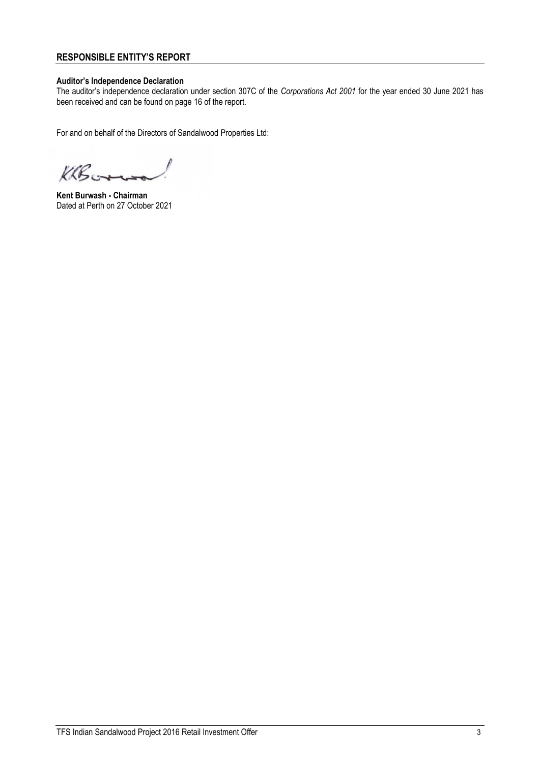## RESPONSIBLE ENTITY'S REPORT

**Auditor's Independence Declaration**

The auditor's independence declaration under section 307C of the *Corporations Act 2001* for the year ended 30 June 2021 has been received and can be found on page 16 of the report.

For and on behalf of the Directors of Sandalwood Properties Ltd:

**Kent Burwash - Chairman**
Dated at Perth on 27 October 2021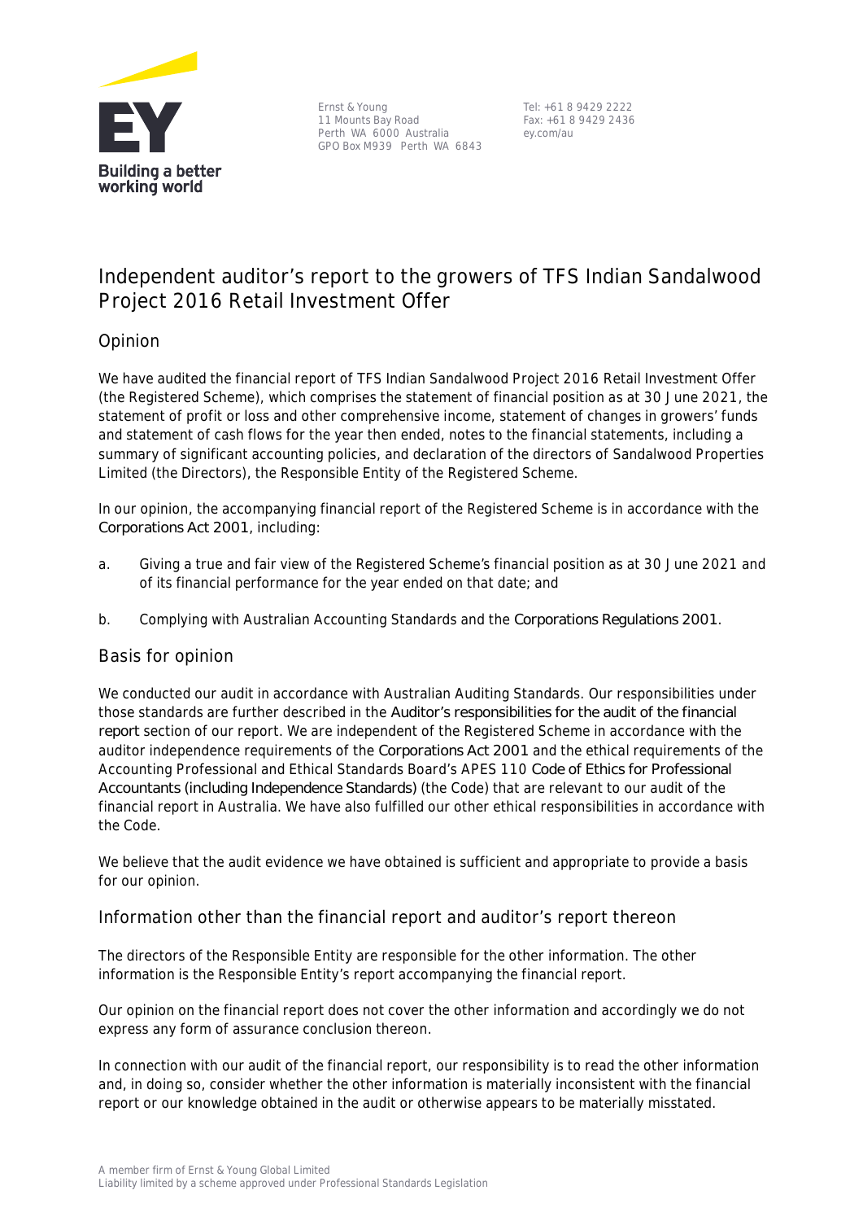Ernst & Young
11 Mounts Bay Road
Perth WA 6000 Australia
GPO Box M939 Perth WA 6843

Tel: +61 8 9429 2222
Fax: +61 8 9429 2436
ey.com/au

# Independent auditor's report to the growers of TFS Indian Sandalwood Project 2016 Retail Investment Offer

## Opinion

We have audited the financial report of TFS Indian Sandalwood Project 2016 Retail Investment Offer (the Registered Scheme), which comprises the statement of financial position as at 30 June 2021, the statement of profit or loss and other comprehensive income, statement of changes in growers' funds and statement of cash flows for the year then ended, notes to the financial statements, including a summary of significant accounting policies, and declaration of the directors of Sandalwood Properties Limited (the Directors), the Responsible Entity of the Registered Scheme.

In our opinion, the accompanying financial report of the Registered Scheme is in accordance with the *Corporations Act 2001*, including:

a. Giving a true and fair view of the Registered Scheme's financial position as at 30 June 2021 and of its financial performance for the year ended on that date; and

b. Complying with Australian Accounting Standards and the *Corporations Regulations 2001*.

## Basis for opinion

We conducted our audit in accordance with Australian Auditing Standards. Our responsibilities under those standards are further described in the *Auditor's responsibilities for the audit of the financial report* section of our report. We are independent of the Registered Scheme in accordance with the auditor independence requirements of the *Corporations Act 2001* and the ethical requirements of the Accounting Professional and Ethical Standards Board's APES 110 *Code of Ethics for Professional Accountants (including Independence Standards)* (the Code) that are relevant to our audit of the financial report in Australia. We have also fulfilled our other ethical responsibilities in accordance with the Code.

We believe that the audit evidence we have obtained is sufficient and appropriate to provide a basis for our opinion.

## Information other than the financial report and auditor's report thereon

The directors of the Responsible Entity are responsible for the other information. The other information is the Responsible Entity's report accompanying the financial report.

Our opinion on the financial report does not cover the other information and accordingly we do not express any form of assurance conclusion thereon.

In connection with our audit of the financial report, our responsibility is to read the other information and, in doing so, consider whether the other information is materially inconsistent with the financial report or our knowledge obtained in the audit or otherwise appears to be materially misstated.

A member firm of Ernst & Young Global Limited
Liability limited by a scheme approved under Professional Standards Legislation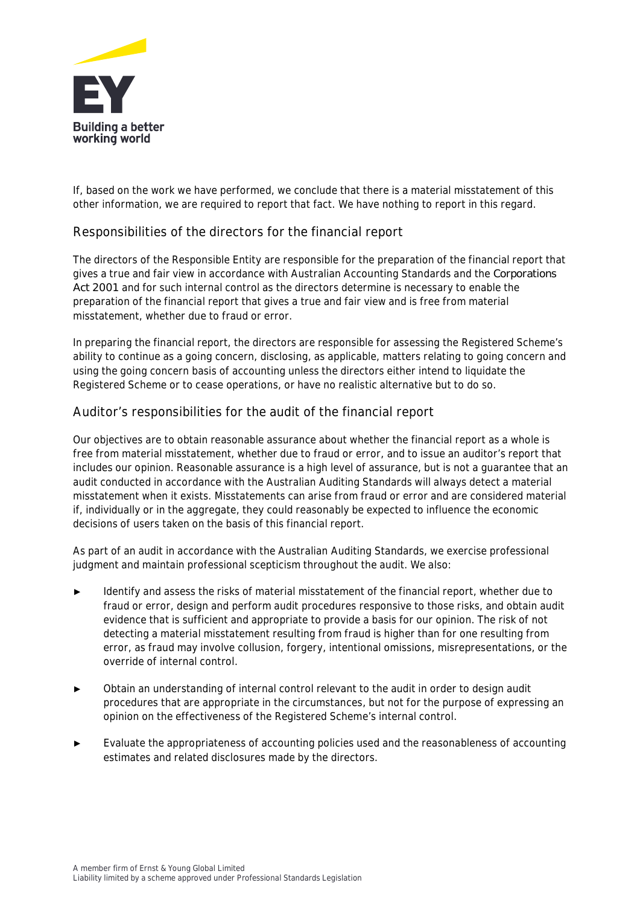If, based on the work we have performed, we conclude that there is a material misstatement of this other information, we are required to report that fact. We have nothing to report in this regard.

## Responsibilities of the directors for the financial report

The directors of the Responsible Entity are responsible for the preparation of the financial report that gives a true and fair view in accordance with Australian Accounting Standards and the *Corporations Act 2001* and for such internal control as the directors determine is necessary to enable the preparation of the financial report that gives a true and fair view and is free from material misstatement, whether due to fraud or error.

In preparing the financial report, the directors are responsible for assessing the Registered Scheme's ability to continue as a going concern, disclosing, as applicable, matters relating to going concern and using the going concern basis of accounting unless the directors either intend to liquidate the Registered Scheme or to cease operations, or have no realistic alternative but to do so.

## Auditor's responsibilities for the audit of the financial report

Our objectives are to obtain reasonable assurance about whether the financial report as a whole is free from material misstatement, whether due to fraud or error, and to issue an auditor's report that includes our opinion. Reasonable assurance is a high level of assurance, but is not a guarantee that an audit conducted in accordance with the Australian Auditing Standards will always detect a material misstatement when it exists. Misstatements can arise from fraud or error and are considered material if, individually or in the aggregate, they could reasonably be expected to influence the economic decisions of users taken on the basis of this financial report.

As part of an audit in accordance with the Australian Auditing Standards, we exercise professional judgment and maintain professional scepticism throughout the audit. We also:

- Identify and assess the risks of material misstatement of the financial report, whether due to fraud or error, design and perform audit procedures responsive to those risks, and obtain audit evidence that is sufficient and appropriate to provide a basis for our opinion. The risk of not detecting a material misstatement resulting from fraud is higher than for one resulting from error, as fraud may involve collusion, forgery, intentional omissions, misrepresentations, or the override of internal control.
- Obtain an understanding of internal control relevant to the audit in order to design audit procedures that are appropriate in the circumstances, but not for the purpose of expressing an opinion on the effectiveness of the Registered Scheme's internal control.
- Evaluate the appropriateness of accounting policies used and the reasonableness of accounting estimates and related disclosures made by the directors.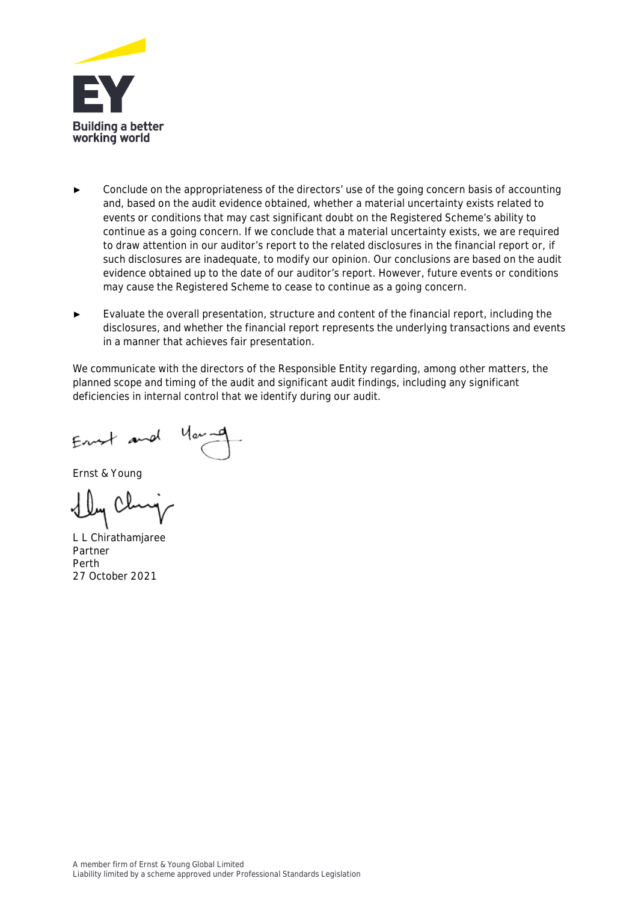- Conclude on the appropriateness of the directors' use of the going concern basis of accounting and, based on the audit evidence obtained, whether a material uncertainty exists related to events or conditions that may cast significant doubt on the Registered Scheme's ability to continue as a going concern. If we conclude that a material uncertainty exists, we are required to draw attention in our auditor's report to the related disclosures in the financial report or, if such disclosures are inadequate, to modify our opinion. Our conclusions are based on the audit evidence obtained up to the date of our auditor's report. However, future events or conditions may cause the Registered Scheme to cease to continue as a going concern.

- Evaluate the overall presentation, structure and content of the financial report, including the disclosures, and whether the financial report represents the underlying transactions and events in a manner that achieves fair presentation.

We communicate with the directors of the Responsible Entity regarding, among other matters, the planned scope and timing of the audit and significant audit findings, including any significant deficiencies in internal control that we identify during our audit.

Ernst & Young

L L Chirathamjaree
Partner
Perth
27 October 2021

A member firm of Ernst & Young Global Limited
Liability limited by a scheme approved under Professional Standards Legislation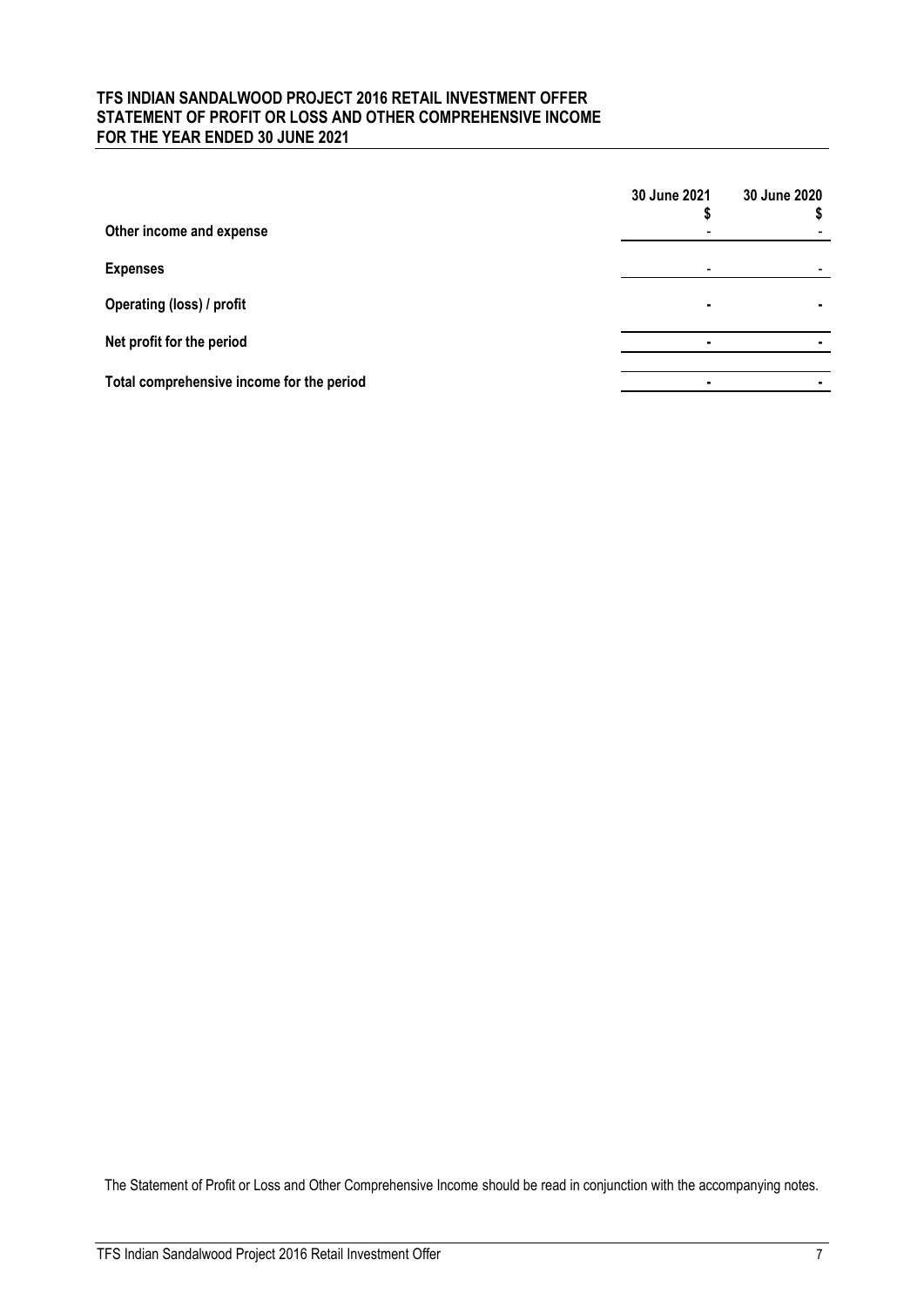**TFS INDIAN SANDALWOOD PROJECT 2016 RETAIL INVESTMENT OFFER**
**STATEMENT OF PROFIT OR LOSS AND OTHER COMPREHENSIVE INCOME**
**FOR THE YEAR ENDED 30 JUNE 2021**

| | 30 June 2021 $ | 30 June 2020 $ |
|---|---|---|
| **Other income and expense** | - | - |
| **Expenses** | - | - |
| **Operating (loss) / profit** | - | - |
| **Net profit for the period** | - | - |
| **Total comprehensive income for the period** | - | - |

The Statement of Profit or Loss and Other Comprehensive Income should be read in conjunction with the accompanying notes.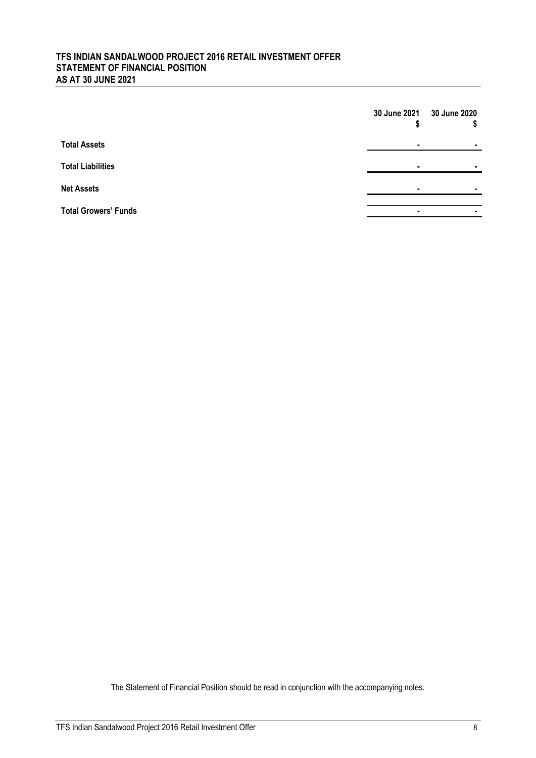# TFS INDIAN SANDALWOOD PROJECT 2016 RETAIL INVESTMENT OFFER
# STATEMENT OF FINANCIAL POSITION
# AS AT 30 JUNE 2021

| | 30 June 2021 $ | 30 June 2020 $ |
|---|---|---|
| **Total Assets** | - | - |
| **Total Liabilities** | - | - |
| **Net Assets** | - | - |
| **Total Growers' Funds** | - | - |

The Statement of Financial Position should be read in conjunction with the accompanying notes.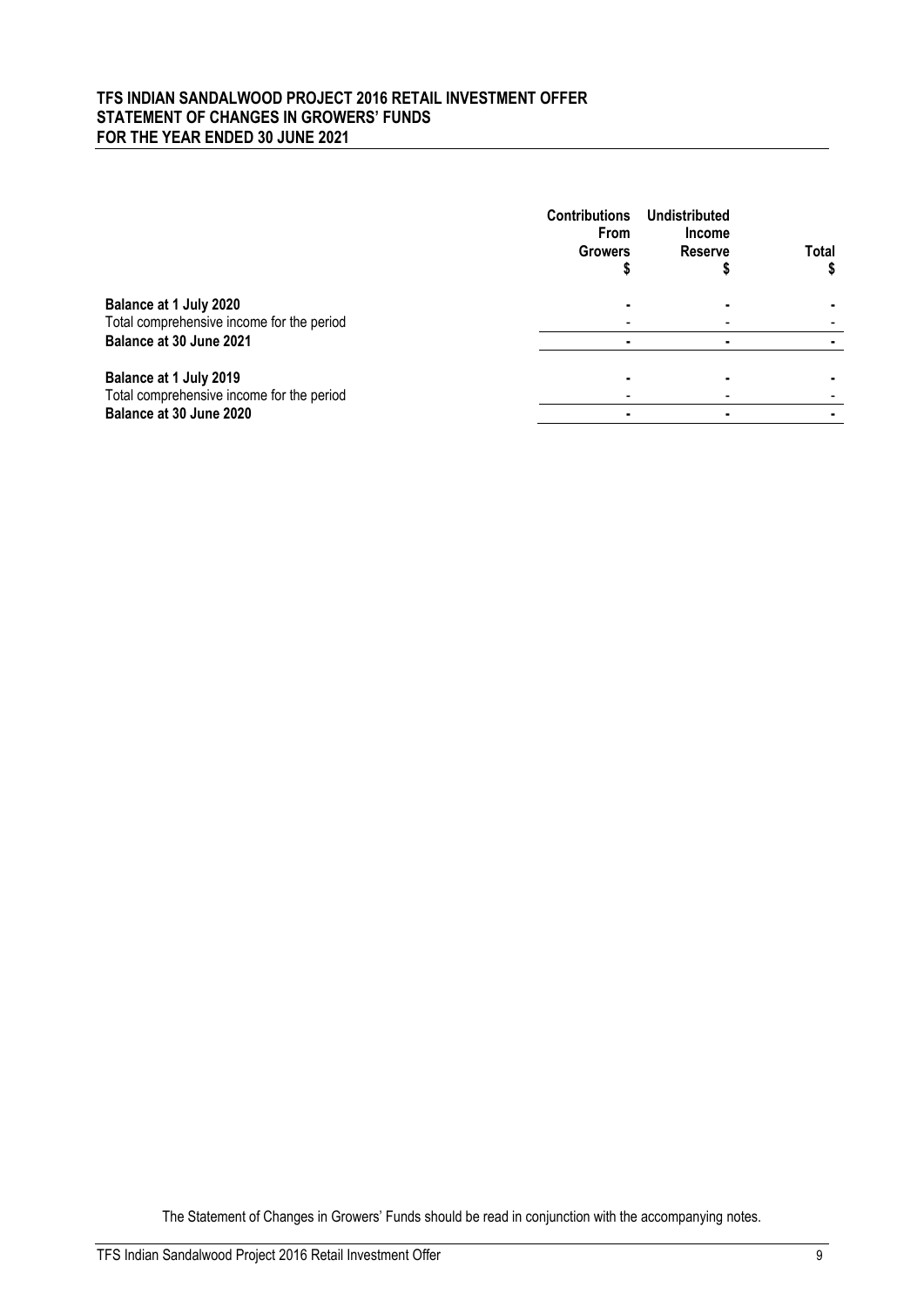# TFS INDIAN SANDALWOOD PROJECT 2016 RETAIL INVESTMENT OFFER
## STATEMENT OF CHANGES IN GROWERS' FUNDS
## FOR THE YEAR ENDED 30 JUNE 2021

| | Contributions From Growers $ | Undistributed Income Reserve $ | Total $ |
|---|---|---|---|
| **Balance at 1 July 2020** | **-** | **-** | **-** |
| Total comprehensive income for the period | - | - | - |
| **Balance at 30 June 2021** | **-** | **-** | **-** |
| | | | |
| **Balance at 1 July 2019** | **-** | **-** | **-** |
| Total comprehensive income for the period | - | - | - |
| **Balance at 30 June 2020** | **-** | **-** | **-** |

The Statement of Changes in Growers' Funds should be read in conjunction with the accompanying notes.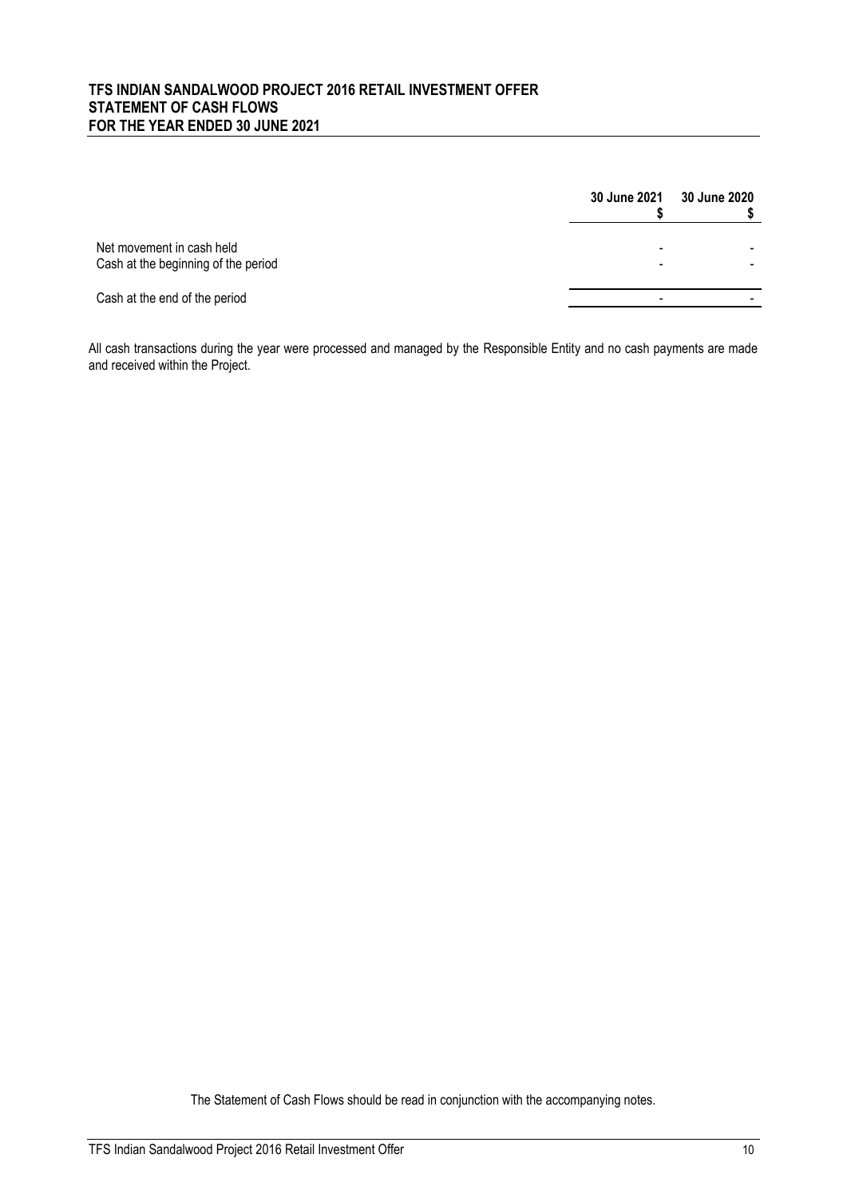**TFS INDIAN SANDALWOOD PROJECT 2016 RETAIL INVESTMENT OFFER**
**STATEMENT OF CASH FLOWS**
**FOR THE YEAR ENDED 30 JUNE 2021**

| | 30 June 2021 $ | 30 June 2020 $ |
|---|---|---|
| Net movement in cash held | - | - |
| Cash at the beginning of the period | - | - |
| Cash at the end of the period | - | - |

All cash transactions during the year were processed and managed by the Responsible Entity and no cash payments are made and received within the Project.

The Statement of Cash Flows should be read in conjunction with the accompanying notes.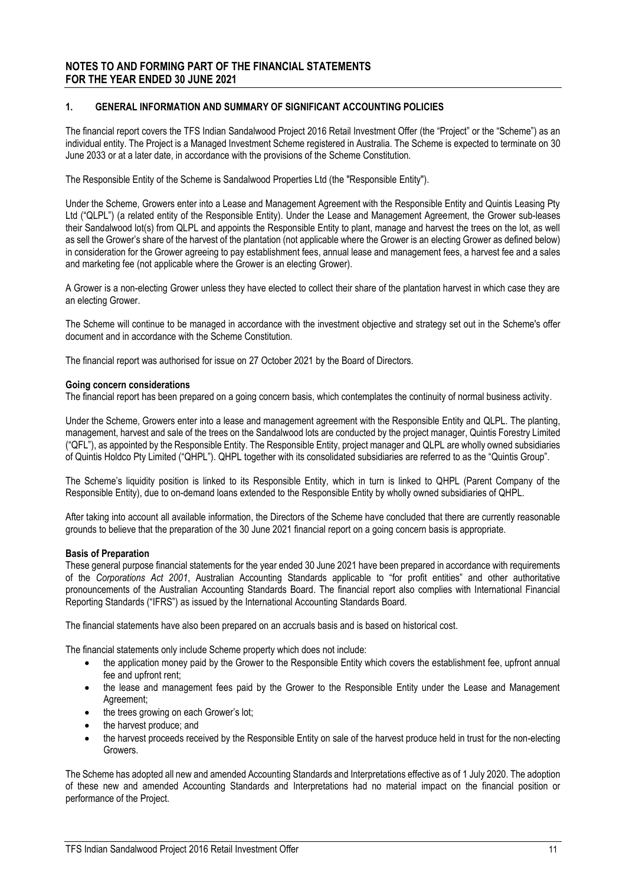## NOTES TO AND FORMING PART OF THE FINANCIAL STATEMENTS
## FOR THE YEAR ENDED 30 JUNE 2021

### 1. GENERAL INFORMATION AND SUMMARY OF SIGNIFICANT ACCOUNTING POLICIES

The financial report covers the TFS Indian Sandalwood Project 2016 Retail Investment Offer (the "Project" or the "Scheme") as an individual entity. The Project is a Managed Investment Scheme registered in Australia. The Scheme is expected to terminate on 30 June 2033 or at a later date, in accordance with the provisions of the Scheme Constitution.

The Responsible Entity of the Scheme is Sandalwood Properties Ltd (the "Responsible Entity").

Under the Scheme, Growers enter into a Lease and Management Agreement with the Responsible Entity and Quintis Leasing Pty Ltd ("QLPL") (a related entity of the Responsible Entity). Under the Lease and Management Agreement, the Grower sub-leases their Sandalwood lot(s) from QLPL and appoints the Responsible Entity to plant, manage and harvest the trees on the lot, as well as sell the Grower's share of the harvest of the plantation (not applicable where the Grower is an electing Grower as defined below) in consideration for the Grower agreeing to pay establishment fees, annual lease and management fees, a harvest fee and a sales and marketing fee (not applicable where the Grower is an electing Grower).

A Grower is a non-electing Grower unless they have elected to collect their share of the plantation harvest in which case they are an electing Grower.

The Scheme will continue to be managed in accordance with the investment objective and strategy set out in the Scheme's offer document and in accordance with the Scheme Constitution.

The financial report was authorised for issue on 27 October 2021 by the Board of Directors.

**Going concern considerations**
The financial report has been prepared on a going concern basis, which contemplates the continuity of normal business activity.

Under the Scheme, Growers enter into a lease and management agreement with the Responsible Entity and QLPL. The planting, management, harvest and sale of the trees on the Sandalwood lots are conducted by the project manager, Quintis Forestry Limited ("QFL"), as appointed by the Responsible Entity. The Responsible Entity, project manager and QLPL are wholly owned subsidiaries of Quintis Holdco Pty Limited ("QHPL"). QHPL together with its consolidated subsidiaries are referred to as the "Quintis Group".

The Scheme's liquidity position is linked to its Responsible Entity, which in turn is linked to QHPL (Parent Company of the Responsible Entity), due to on-demand loans extended to the Responsible Entity by wholly owned subsidiaries of QHPL.

After taking into account all available information, the Directors of the Scheme have concluded that there are currently reasonable grounds to believe that the preparation of the 30 June 2021 financial report on a going concern basis is appropriate.

**Basis of Preparation**
These general purpose financial statements for the year ended 30 June 2021 have been prepared in accordance with requirements of the *Corporations Act 2001*, Australian Accounting Standards applicable to "for profit entities" and other authoritative pronouncements of the Australian Accounting Standards Board. The financial report also complies with International Financial Reporting Standards ("IFRS") as issued by the International Accounting Standards Board.

The financial statements have also been prepared on an accruals basis and is based on historical cost.

The financial statements only include Scheme property which does not include:

- the application money paid by the Grower to the Responsible Entity which covers the establishment fee, upfront annual fee and upfront rent;
- the lease and management fees paid by the Grower to the Responsible Entity under the Lease and Management Agreement;
- the trees growing on each Grower's lot;
- the harvest produce; and
- the harvest proceeds received by the Responsible Entity on sale of the harvest produce held in trust for the non-electing Growers.

The Scheme has adopted all new and amended Accounting Standards and Interpretations effective as of 1 July 2020. The adoption of these new and amended Accounting Standards and Interpretations had no material impact on the financial position or performance of the Project.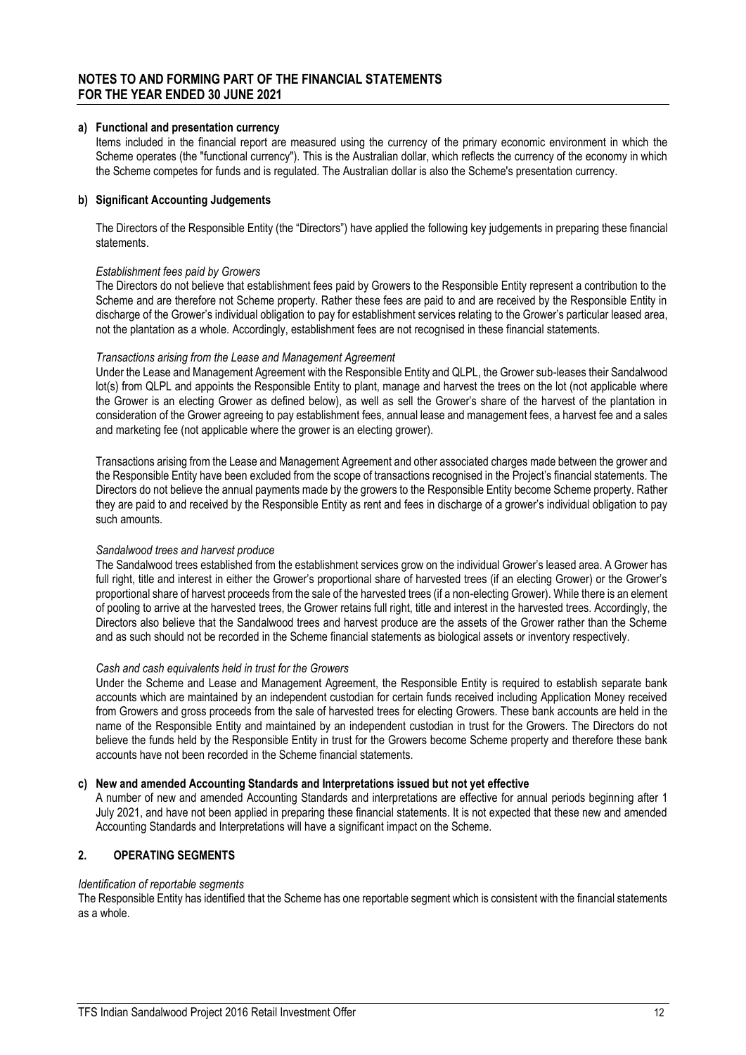## NOTES TO AND FORMING PART OF THE FINANCIAL STATEMENTS FOR THE YEAR ENDED 30 JUNE 2021

**a) Functional and presentation currency**

Items included in the financial report are measured using the currency of the primary economic environment in which the Scheme operates (the "functional currency"). This is the Australian dollar, which reflects the currency of the economy in which the Scheme competes for funds and is regulated. The Australian dollar is also the Scheme's presentation currency.

**b) Significant Accounting Judgements**

The Directors of the Responsible Entity (the "Directors") have applied the following key judgements in preparing these financial statements.

*Establishment fees paid by Growers*

The Directors do not believe that establishment fees paid by Growers to the Responsible Entity represent a contribution to the Scheme and are therefore not Scheme property. Rather these fees are paid to and are received by the Responsible Entity in discharge of the Grower's individual obligation to pay for establishment services relating to the Grower's particular leased area, not the plantation as a whole. Accordingly, establishment fees are not recognised in these financial statements.

*Transactions arising from the Lease and Management Agreement*

Under the Lease and Management Agreement with the Responsible Entity and QLPL, the Grower sub-leases their Sandalwood lot(s) from QLPL and appoints the Responsible Entity to plant, manage and harvest the trees on the lot (not applicable where the Grower is an electing Grower as defined below), as well as sell the Grower's share of the harvest of the plantation in consideration of the Grower agreeing to pay establishment fees, annual lease and management fees, a harvest fee and a sales and marketing fee (not applicable where the grower is an electing grower).

Transactions arising from the Lease and Management Agreement and other associated charges made between the grower and the Responsible Entity have been excluded from the scope of transactions recognised in the Project's financial statements. The Directors do not believe the annual payments made by the growers to the Responsible Entity become Scheme property. Rather they are paid to and received by the Responsible Entity as rent and fees in discharge of a grower's individual obligation to pay such amounts.

*Sandalwood trees and harvest produce*

The Sandalwood trees established from the establishment services grow on the individual Grower's leased area. A Grower has full right, title and interest in either the Grower's proportional share of harvested trees (if an electing Grower) or the Grower's proportional share of harvest proceeds from the sale of the harvested trees (if a non-electing Grower). While there is an element of pooling to arrive at the harvested trees, the Grower retains full right, title and interest in the harvested trees. Accordingly, the Directors also believe that the Sandalwood trees and harvest produce are the assets of the Grower rather than the Scheme and as such should not be recorded in the Scheme financial statements as biological assets or inventory respectively.

*Cash and cash equivalents held in trust for the Growers*

Under the Scheme and Lease and Management Agreement, the Responsible Entity is required to establish separate bank accounts which are maintained by an independent custodian for certain funds received including Application Money received from Growers and gross proceeds from the sale of harvested trees for electing Growers. These bank accounts are held in the name of the Responsible Entity and maintained by an independent custodian in trust for the Growers. The Directors do not believe the funds held by the Responsible Entity in trust for the Growers become Scheme property and therefore these bank accounts have not been recorded in the Scheme financial statements.

**c) New and amended Accounting Standards and Interpretations issued but not yet effective**

A number of new and amended Accounting Standards and interpretations are effective for annual periods beginning after 1 July 2021, and have not been applied in preparing these financial statements. It is not expected that these new and amended Accounting Standards and Interpretations will have a significant impact on the Scheme.

## 2. OPERATING SEGMENTS

*Identification of reportable segments*

The Responsible Entity has identified that the Scheme has one reportable segment which is consistent with the financial statements as a whole.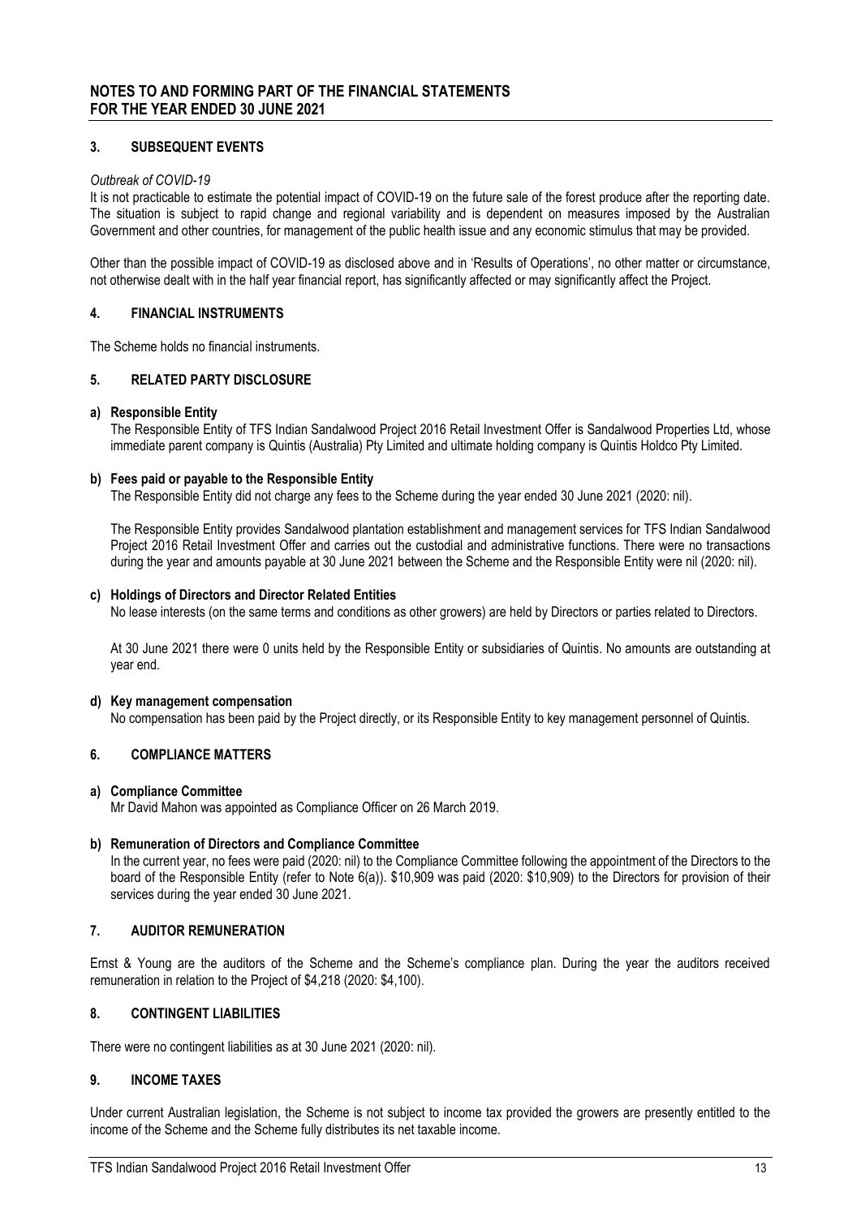## NOTES TO AND FORMING PART OF THE FINANCIAL STATEMENTS FOR THE YEAR ENDED 30 JUNE 2021

### 3. SUBSEQUENT EVENTS

*Outbreak of COVID-19*

It is not practicable to estimate the potential impact of COVID-19 on the future sale of the forest produce after the reporting date. The situation is subject to rapid change and regional variability and is dependent on measures imposed by the Australian Government and other countries, for management of the public health issue and any economic stimulus that may be provided.

Other than the possible impact of COVID-19 as disclosed above and in 'Results of Operations', no other matter or circumstance, not otherwise dealt with in the half year financial report, has significantly affected or may significantly affect the Project.

### 4. FINANCIAL INSTRUMENTS

The Scheme holds no financial instruments.

### 5. RELATED PARTY DISCLOSURE

**a) Responsible Entity**

The Responsible Entity of TFS Indian Sandalwood Project 2016 Retail Investment Offer is Sandalwood Properties Ltd, whose immediate parent company is Quintis (Australia) Pty Limited and ultimate holding company is Quintis Holdco Pty Limited.

**b) Fees paid or payable to the Responsible Entity**

The Responsible Entity did not charge any fees to the Scheme during the year ended 30 June 2021 (2020: nil).

The Responsible Entity provides Sandalwood plantation establishment and management services for TFS Indian Sandalwood Project 2016 Retail Investment Offer and carries out the custodial and administrative functions. There were no transactions during the year and amounts payable at 30 June 2021 between the Scheme and the Responsible Entity were nil (2020: nil).

**c) Holdings of Directors and Director Related Entities**

No lease interests (on the same terms and conditions as other growers) are held by Directors or parties related to Directors.

At 30 June 2021 there were 0 units held by the Responsible Entity or subsidiaries of Quintis. No amounts are outstanding at year end.

**d) Key management compensation**

No compensation has been paid by the Project directly, or its Responsible Entity to key management personnel of Quintis.

### 6. COMPLIANCE MATTERS

**a) Compliance Committee**

Mr David Mahon was appointed as Compliance Officer on 26 March 2019.

**b) Remuneration of Directors and Compliance Committee**

In the current year, no fees were paid (2020: nil) to the Compliance Committee following the appointment of the Directors to the board of the Responsible Entity (refer to Note 6(a)). \$10,909 was paid (2020: \$10,909) to the Directors for provision of their services during the year ended 30 June 2021.

### 7. AUDITOR REMUNERATION

Ernst & Young are the auditors of the Scheme and the Scheme's compliance plan. During the year the auditors received remuneration in relation to the Project of \$4,218 (2020: \$4,100).

### 8. CONTINGENT LIABILITIES

There were no contingent liabilities as at 30 June 2021 (2020: nil).

### 9. INCOME TAXES

Under current Australian legislation, the Scheme is not subject to income tax provided the growers are presently entitled to the income of the Scheme and the Scheme fully distributes its net taxable income.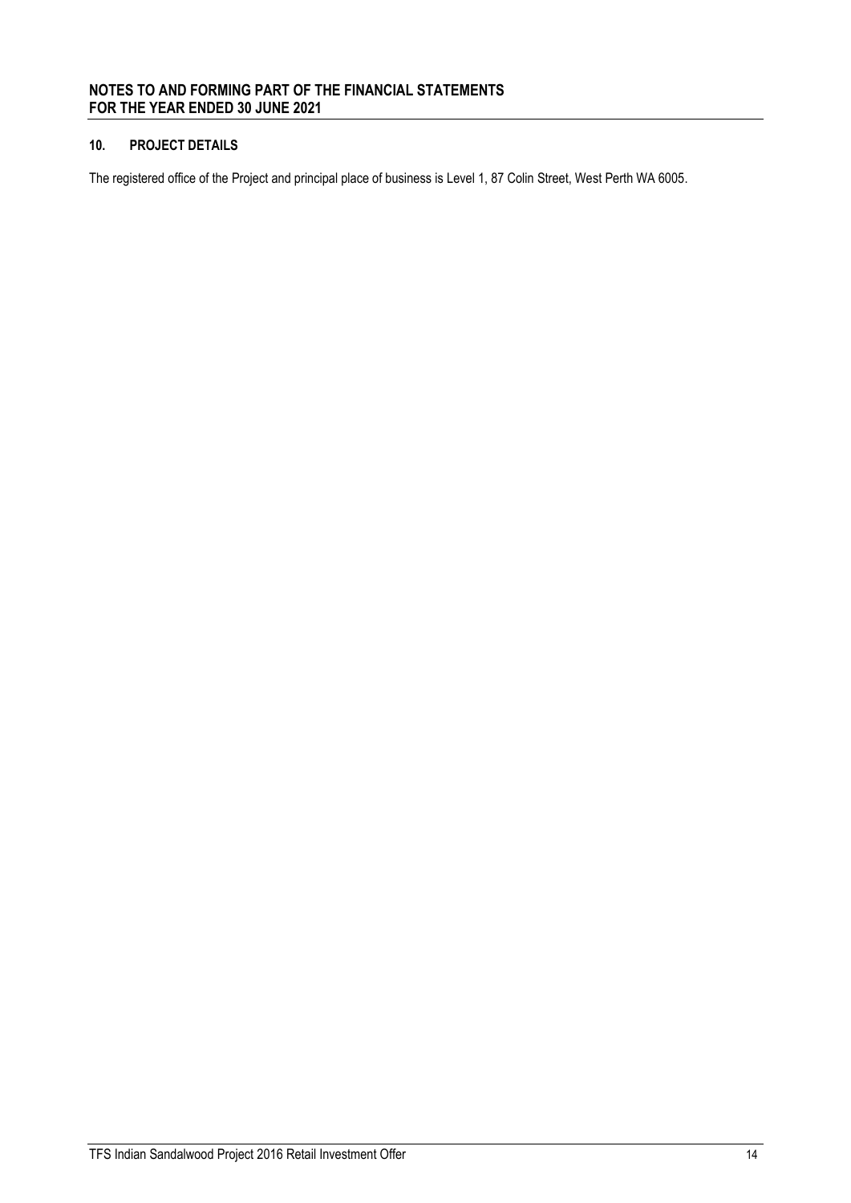## 10. PROJECT DETAILS

The registered office of the Project and principal place of business is Level 1, 87 Colin Street, West Perth WA 6005.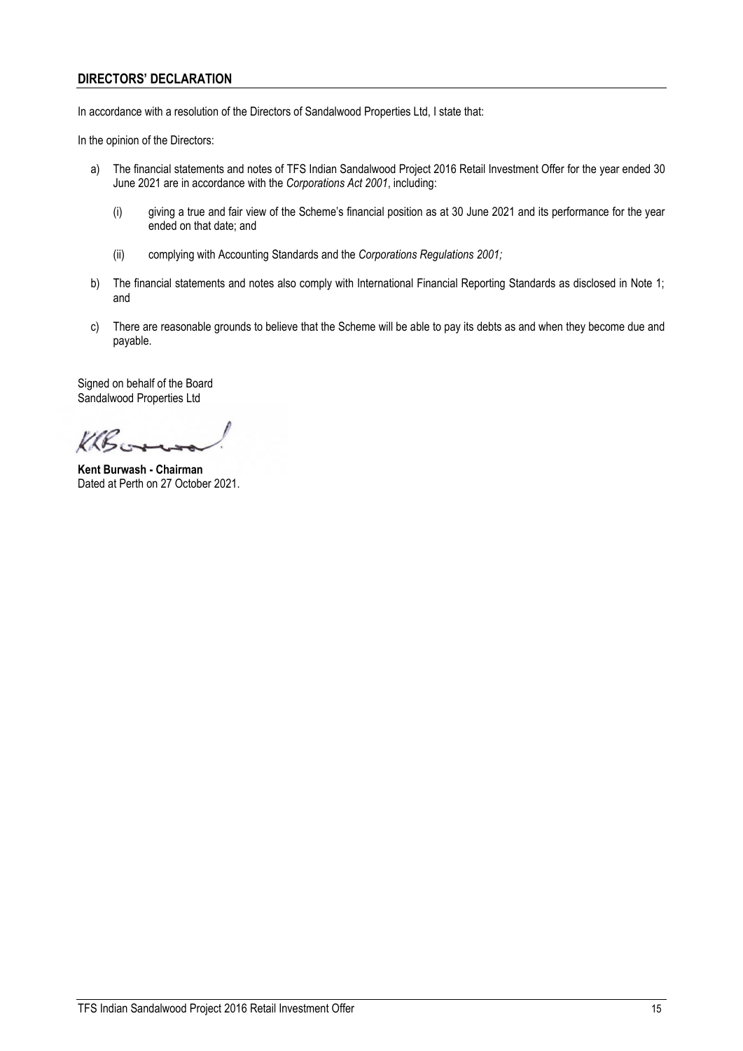## DIRECTORS' DECLARATION

In accordance with a resolution of the Directors of Sandalwood Properties Ltd, I state that:

In the opinion of the Directors:

a) The financial statements and notes of TFS Indian Sandalwood Project 2016 Retail Investment Offer for the year ended 30 June 2021 are in accordance with the *Corporations Act 2001*, including:

   (i) giving a true and fair view of the Scheme's financial position as at 30 June 2021 and its performance for the year ended on that date; and

   (ii) complying with Accounting Standards and the *Corporations Regulations 2001;*

b) The financial statements and notes also comply with International Financial Reporting Standards as disclosed in Note 1; and

c) There are reasonable grounds to believe that the Scheme will be able to pay its debts as and when they become due and payable.

Signed on behalf of the Board
Sandalwood Properties Ltd

**Kent Burwash - Chairman**
Dated at Perth on 27 October 2021.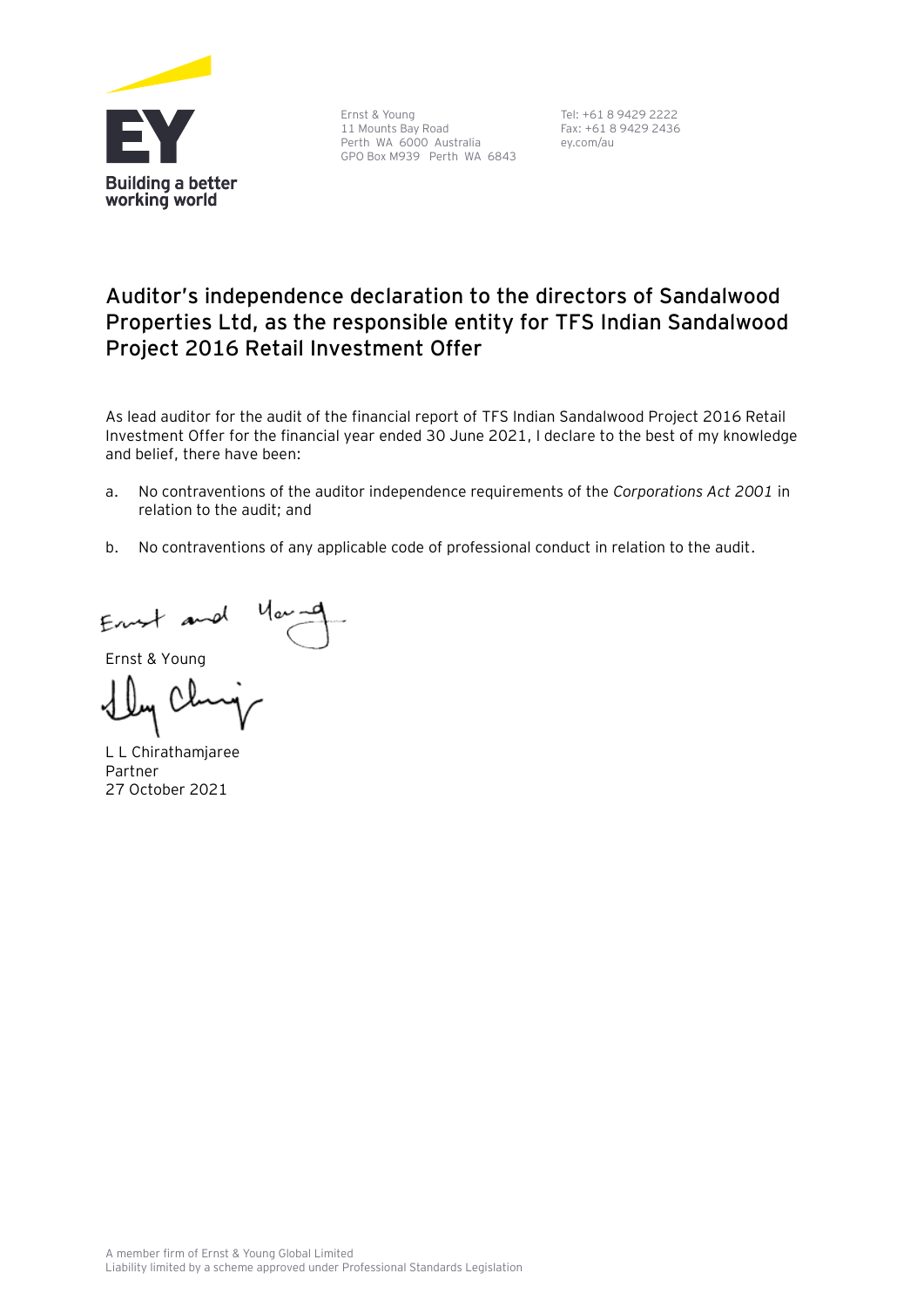Ernst & Young
11 Mounts Bay Road
Perth WA 6000 Australia
GPO Box M939 Perth WA 6843

Tel: +61 8 9429 2222
Fax: +61 8 9429 2436
ey.com/au

# Auditor's independence declaration to the directors of Sandalwood Properties Ltd, as the responsible entity for TFS Indian Sandalwood Project 2016 Retail Investment Offer

As lead auditor for the audit of the financial report of TFS Indian Sandalwood Project 2016 Retail Investment Offer for the financial year ended 30 June 2021, I declare to the best of my knowledge and belief, there have been:

a. No contraventions of the auditor independence requirements of the *Corporations Act 2001* in relation to the audit; and

b. No contraventions of any applicable code of professional conduct in relation to the audit.

Ernst & Young

L L Chirathamjaree
Partner
27 October 2021

A member firm of Ernst & Young Global Limited
Liability limited by a scheme approved under Professional Standards Legislation